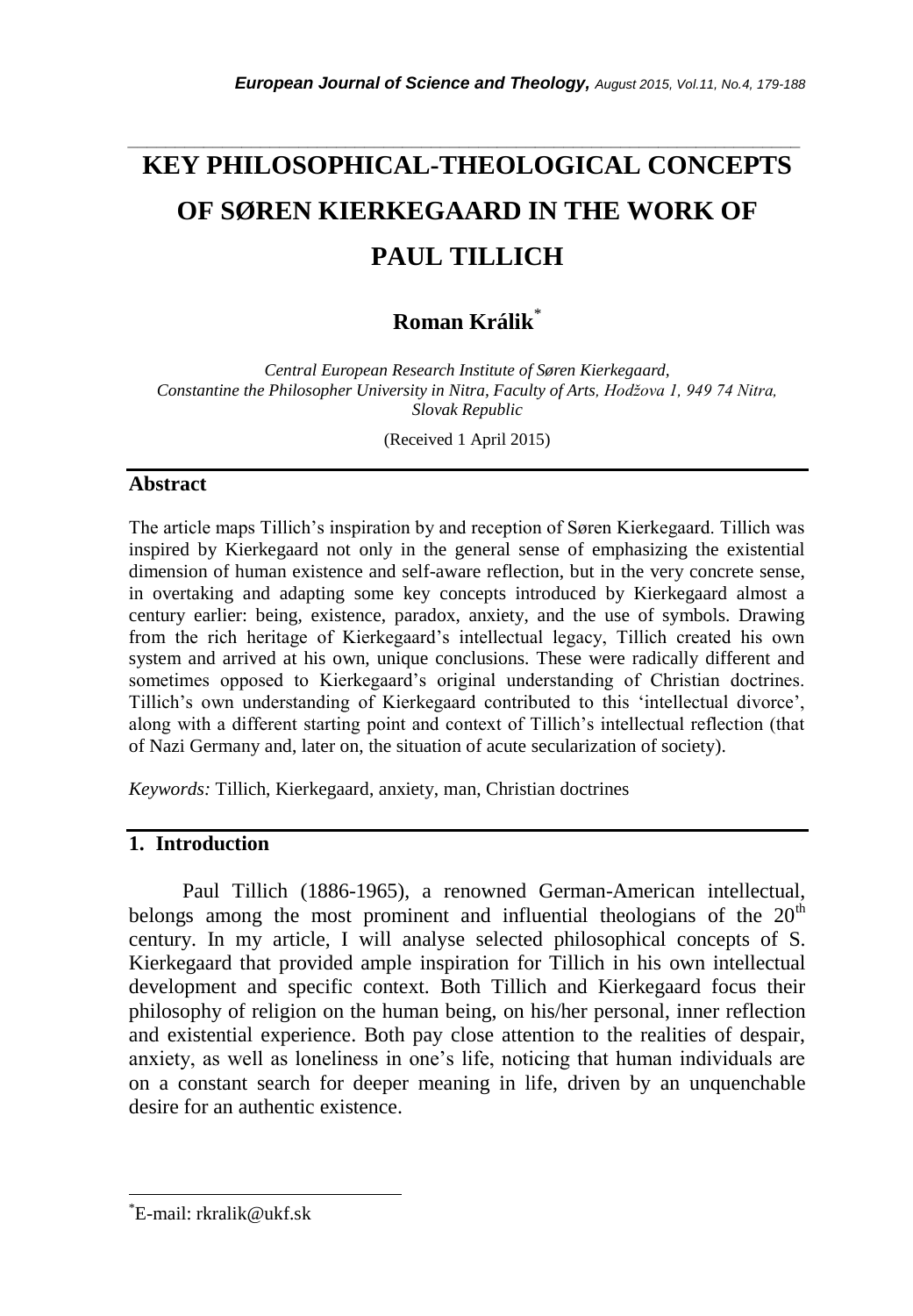# KEY PHILOSOPHICAL-THEOLOGICAL CONCEPTS OF SØREN KIERKEGAARD IN THE WORK OF PAUL TILLICH

**Roman Králik***

*Central European Research Institute of Søren Kierkegaard, Constantine the Philosopher University in Nitra, Faculty of Arts, Hodžova 1, 949 74 Nitra, Slovak Republic*

(Received 1 April 2015)

## Abstract

The article maps Tillich's inspiration by and reception of Søren Kierkegaard. Tillich was inspired by Kierkegaard not only in the general sense of emphasizing the existential dimension of human existence and self-aware reflection, but in the very concrete sense, in overtaking and adapting some key concepts introduced by Kierkegaard almost a century earlier: being, existence, paradox, anxiety, and the use of symbols. Drawing from the rich heritage of Kierkegaard's intellectual legacy, Tillich created his own system and arrived at his own, unique conclusions. These were radically different and sometimes opposed to Kierkegaard's original understanding of Christian doctrines. Tillich's own understanding of Kierkegaard contributed to this 'intellectual divorce', along with a different starting point and context of Tillich's intellectual reflection (that of Nazi Germany and, later on, the situation of acute secularization of society).

*Keywords:* Tillich, Kierkegaard, anxiety, man, Christian doctrines

## 1. Introduction

Paul Tillich (1886-1965), a renowned German-American intellectual, belongs among the most prominent and influential theologians of the $20^{th}$ century. In my article, I will analyse selected philosophical concepts of S. Kierkegaard that provided ample inspiration for Tillich in his own intellectual development and specific context. Both Tillich and Kierkegaard focus their philosophy of religion on the human being, on his/her personal, inner reflection and existential experience. Both pay close attention to the realities of despair, anxiety, as well as loneliness in one's life, noticing that human individuals are on a constant search for deeper meaning in life, driven by an unquenchable desire for an authentic existence.

---

*E-mail: rkralik@ukf.sk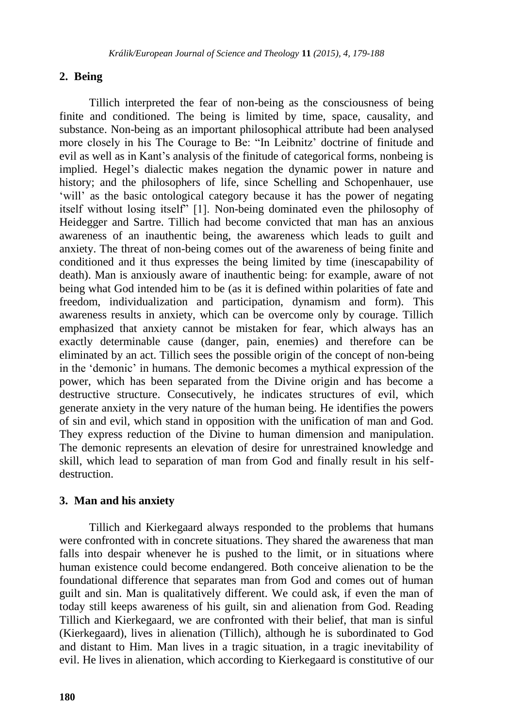## 2. Being

Tillich interpreted the fear of non-being as the consciousness of being finite and conditioned. The being is limited by time, space, causality, and substance. Non-being as an important philosophical attribute had been analysed more closely in his The Courage to Be: "In Leibnitz' doctrine of finitude and evil as well as in Kant's analysis of the finitude of categorical forms, nonbeing is implied. Hegel's dialectic makes negation the dynamic power in nature and history; and the philosophers of life, since Schelling and Schopenhauer, use 'will' as the basic ontological category because it has the power of negating itself without losing itself" [1]. Non-being dominated even the philosophy of Heidegger and Sartre. Tillich had become convicted that man has an anxious awareness of an inauthentic being, the awareness which leads to guilt and anxiety. The threat of non-being comes out of the awareness of being finite and conditioned and it thus expresses the being limited by time (inescapability of death). Man is anxiously aware of inauthentic being: for example, aware of not being what God intended him to be (as it is defined within polarities of fate and freedom, individualization and participation, dynamism and form). This awareness results in anxiety, which can be overcome only by courage. Tillich emphasized that anxiety cannot be mistaken for fear, which always has an exactly determinable cause (danger, pain, enemies) and therefore can be eliminated by an act. Tillich sees the possible origin of the concept of non-being in the 'demonic' in humans. The demonic becomes a mythical expression of the power, which has been separated from the Divine origin and has become a destructive structure. Consecutively, he indicates structures of evil, which generate anxiety in the very nature of the human being. He identifies the powers of sin and evil, which stand in opposition with the unification of man and God. They express reduction of the Divine to human dimension and manipulation. The demonic represents an elevation of desire for unrestrained knowledge and skill, which lead to separation of man from God and finally result in his self-destruction.

## 3. Man and his anxiety

Tillich and Kierkegaard always responded to the problems that humans were confronted with in concrete situations. They shared the awareness that man falls into despair whenever he is pushed to the limit, or in situations where human existence could become endangered. Both conceive alienation to be the foundational difference that separates man from God and comes out of human guilt and sin. Man is qualitatively different. We could ask, if even the man of today still keeps awareness of his guilt, sin and alienation from God. Reading Tillich and Kierkegaard, we are confronted with their belief, that man is sinful (Kierkegaard), lives in alienation (Tillich), although he is subordinated to God and distant to Him. Man lives in a tragic situation, in a tragic inevitability of evil. He lives in alienation, which according to Kierkegaard is constitutive of our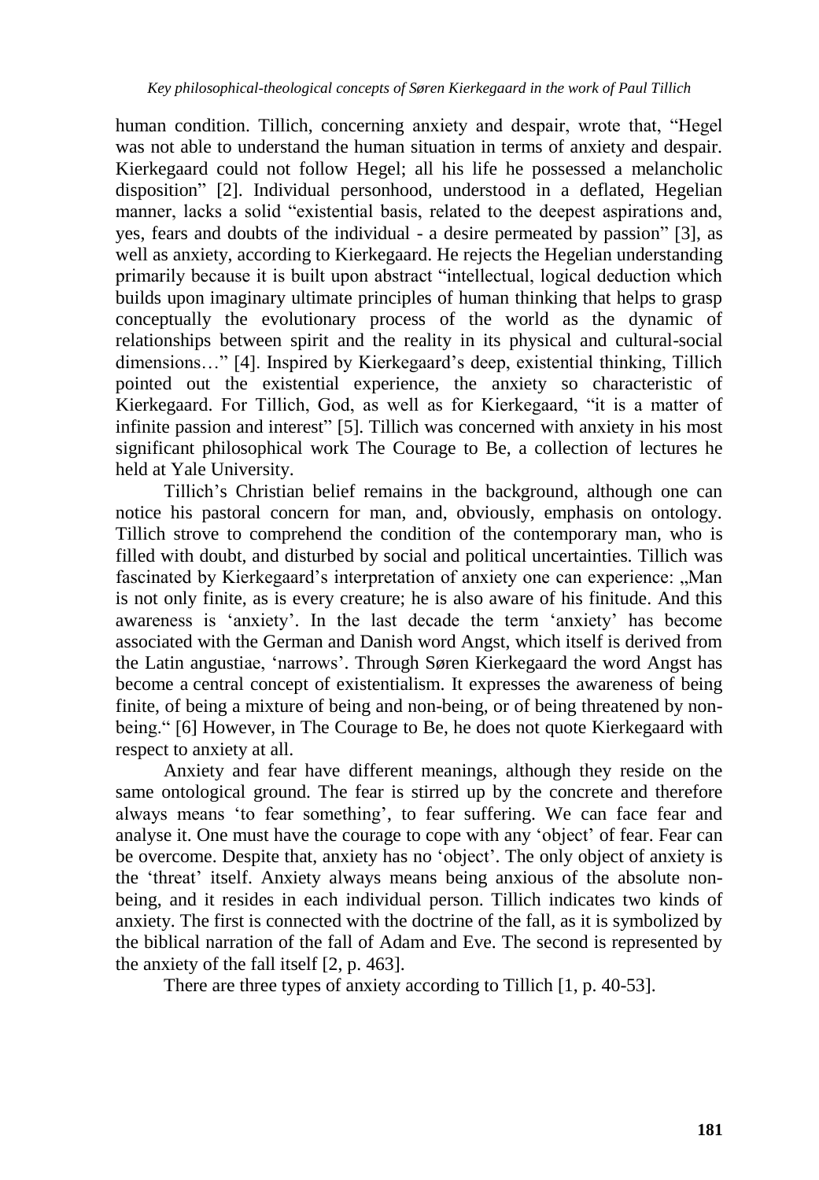human condition. Tillich, concerning anxiety and despair, wrote that, "Hegel was not able to understand the human situation in terms of anxiety and despair. Kierkegaard could not follow Hegel; all his life he possessed a melancholic disposition" [2]. Individual personhood, understood in a deflated, Hegelian manner, lacks a solid "existential basis, related to the deepest aspirations and, yes, fears and doubts of the individual - a desire permeated by passion" [3], as well as anxiety, according to Kierkegaard. He rejects the Hegelian understanding primarily because it is built upon abstract "intellectual, logical deduction which builds upon imaginary ultimate principles of human thinking that helps to grasp conceptually the evolutionary process of the world as the dynamic of relationships between spirit and the reality in its physical and cultural-social dimensions…" [4]. Inspired by Kierkegaard's deep, existential thinking, Tillich pointed out the existential experience, the anxiety so characteristic of Kierkegaard. For Tillich, God, as well as for Kierkegaard, "it is a matter of infinite passion and interest" [5]. Tillich was concerned with anxiety in his most significant philosophical work The Courage to Be, a collection of lectures he held at Yale University.

Tillich's Christian belief remains in the background, although one can notice his pastoral concern for man, and, obviously, emphasis on ontology. Tillich strove to comprehend the condition of the contemporary man, who is filled with doubt, and disturbed by social and political uncertainties. Tillich was fascinated by Kierkegaard's interpretation of anxiety one can experience: „Man is not only finite, as is every creature; he is also aware of his finitude. And this awareness is 'anxiety'. In the last decade the term 'anxiety' has become associated with the German and Danish word Angst, which itself is derived from the Latin angustiae, 'narrows'. Through Søren Kierkegaard the word Angst has become a central concept of existentialism. It expresses the awareness of being finite, of being a mixture of being and non-being, or of being threatened by non-being." [6] However, in The Courage to Be, he does not quote Kierkegaard with respect to anxiety at all.

Anxiety and fear have different meanings, although they reside on the same ontological ground. The fear is stirred up by the concrete and therefore always means 'to fear something', to fear suffering. We can face fear and analyse it. One must have the courage to cope with any 'object' of fear. Fear can be overcome. Despite that, anxiety has no 'object'. The only object of anxiety is the 'threat' itself. Anxiety always means being anxious of the absolute non-being, and it resides in each individual person. Tillich indicates two kinds of anxiety. The first is connected with the doctrine of the fall, as it is symbolized by the biblical narration of the fall of Adam and Eve. The second is represented by the anxiety of the fall itself [2, p. 463].

There are three types of anxiety according to Tillich [1, p. 40-53].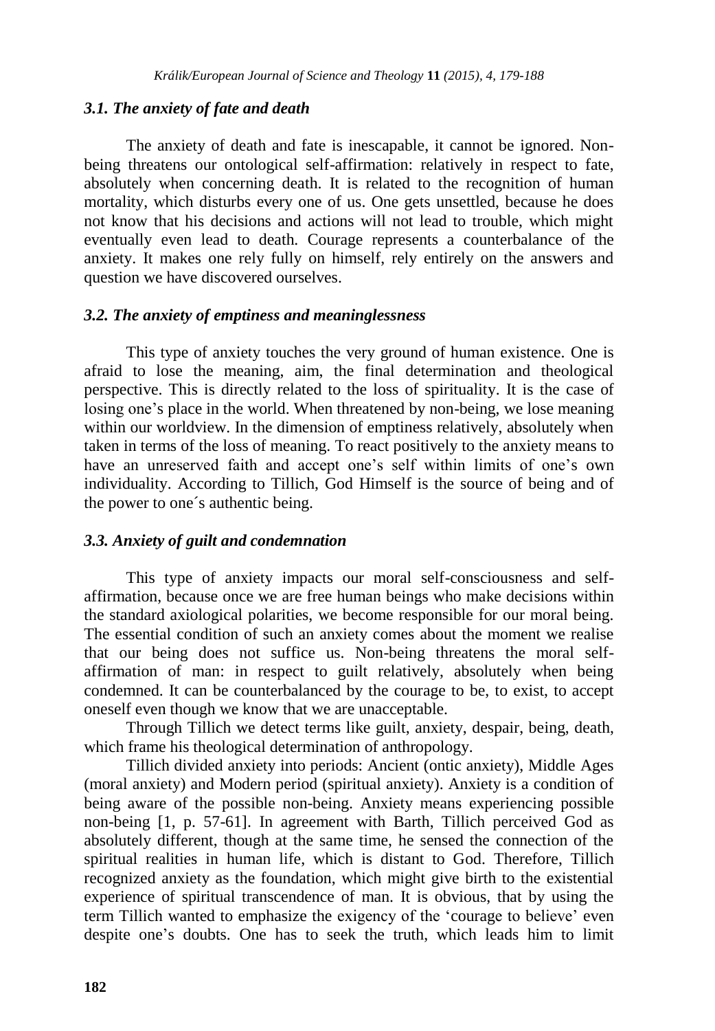### *3.1. The anxiety of fate and death*

The anxiety of death and fate is inescapable, it cannot be ignored. Non-being threatens our ontological self-affirmation: relatively in respect to fate, absolutely when concerning death. It is related to the recognition of human mortality, which disturbs every one of us. One gets unsettled, because he does not know that his decisions and actions will not lead to trouble, which might eventually even lead to death. Courage represents a counterbalance of the anxiety. It makes one rely fully on himself, rely entirely on the answers and question we have discovered ourselves.

### *3.2. The anxiety of emptiness and meaninglessness*

This type of anxiety touches the very ground of human existence. One is afraid to lose the meaning, aim, the final determination and theological perspective. This is directly related to the loss of spirituality. It is the case of losing one's place in the world. When threatened by non-being, we lose meaning within our worldview. In the dimension of emptiness relatively, absolutely when taken in terms of the loss of meaning. To react positively to the anxiety means to have an unreserved faith and accept one's self within limits of one's own individuality. According to Tillich, God Himself is the source of being and of the power to one´s authentic being.

### *3.3. Anxiety of guilt and condemnation*

This type of anxiety impacts our moral self-consciousness and self-affirmation, because once we are free human beings who make decisions within the standard axiological polarities, we become responsible for our moral being. The essential condition of such an anxiety comes about the moment we realise that our being does not suffice us. Non-being threatens the moral self-affirmation of man: in respect to guilt relatively, absolutely when being condemned. It can be counterbalanced by the courage to be, to exist, to accept oneself even though we know that we are unacceptable.

Through Tillich we detect terms like guilt, anxiety, despair, being, death, which frame his theological determination of anthropology.

Tillich divided anxiety into periods: Ancient (ontic anxiety), Middle Ages (moral anxiety) and Modern period (spiritual anxiety). Anxiety is a condition of being aware of the possible non-being. Anxiety means experiencing possible non-being [1, p. 57-61]. In agreement with Barth, Tillich perceived God as absolutely different, though at the same time, he sensed the connection of the spiritual realities in human life, which is distant to God. Therefore, Tillich recognized anxiety as the foundation, which might give birth to the existential experience of spiritual transcendence of man. It is obvious, that by using the term Tillich wanted to emphasize the exigency of the 'courage to believe' even despite one's doubts. One has to seek the truth, which leads him to limit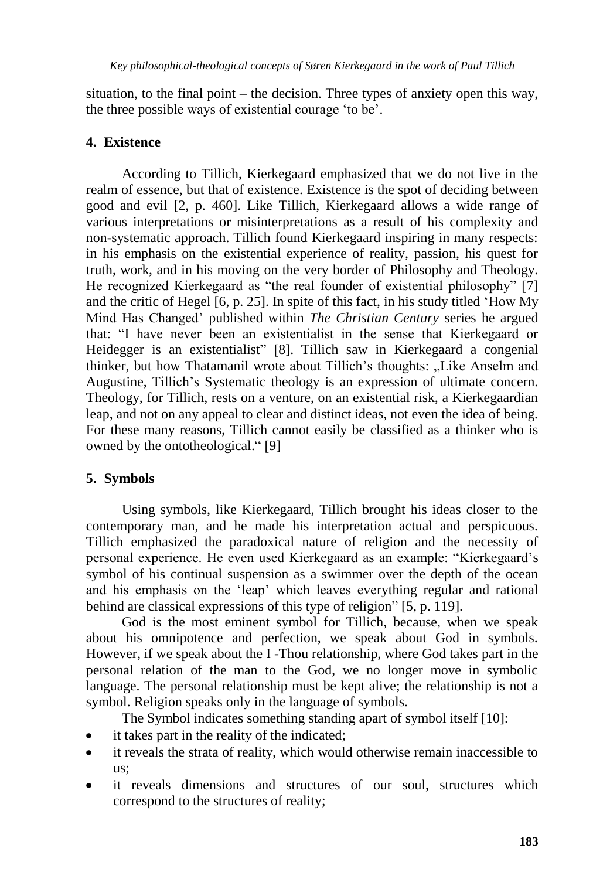situation, to the final point – the decision. Three types of anxiety open this way, the three possible ways of existential courage 'to be'.

## 4. Existence

According to Tillich, Kierkegaard emphasized that we do not live in the realm of essence, but that of existence. Existence is the spot of deciding between good and evil [2, p. 460]. Like Tillich, Kierkegaard allows a wide range of various interpretations or misinterpretations as a result of his complexity and non-systematic approach. Tillich found Kierkegaard inspiring in many respects: in his emphasis on the existential experience of reality, passion, his quest for truth, work, and in his moving on the very border of Philosophy and Theology. He recognized Kierkegaard as "the real founder of existential philosophy" [7] and the critic of Hegel [6, p. 25]. In spite of this fact, in his study titled 'How My Mind Has Changed' published within *The Christian Century* series he argued that: "I have never been an existentialist in the sense that Kierkegaard or Heidegger is an existentialist" [8]. Tillich saw in Kierkegaard a congenial thinker, but how Thatamanil wrote about Tillich's thoughts: „Like Anselm and Augustine, Tillich's Systematic theology is an expression of ultimate concern. Theology, for Tillich, rests on a venture, on an existential risk, a Kierkegaardian leap, and not on any appeal to clear and distinct ideas, not even the idea of being. For these many reasons, Tillich cannot easily be classified as a thinker who is owned by the ontotheological." [9]

## 5. Symbols

Using symbols, like Kierkegaard, Tillich brought his ideas closer to the contemporary man, and he made his interpretation actual and perspicuous. Tillich emphasized the paradoxical nature of religion and the necessity of personal experience. He even used Kierkegaard as an example: "Kierkegaard's symbol of his continual suspension as a swimmer over the depth of the ocean and his emphasis on the 'leap' which leaves everything regular and rational behind are classical expressions of this type of religion" [5, p. 119].

God is the most eminent symbol for Tillich, because, when we speak about his omnipotence and perfection, we speak about God in symbols. However, if we speak about the I -Thou relationship, where God takes part in the personal relation of the man to the God, we no longer move in symbolic language. The personal relationship must be kept alive; the relationship is not a symbol. Religion speaks only in the language of symbols.

The Symbol indicates something standing apart of symbol itself [10]:

- it takes part in the reality of the indicated;
- it reveals the strata of reality, which would otherwise remain inaccessible to us;
- it reveals dimensions and structures of our soul, structures which correspond to the structures of reality;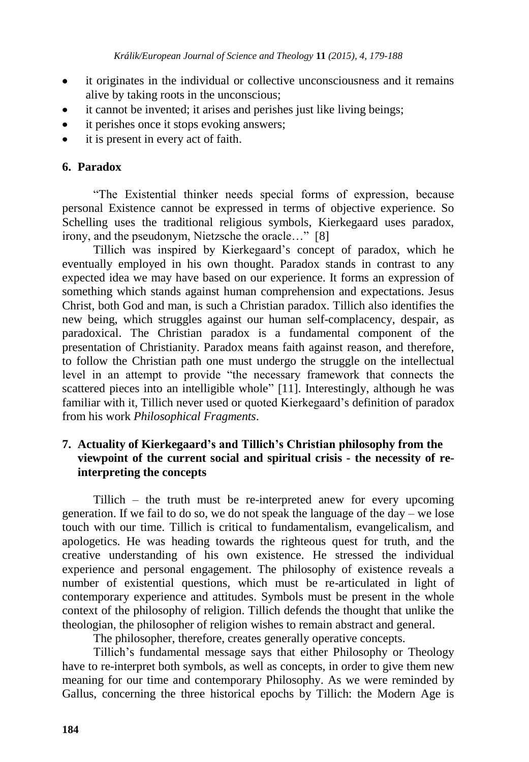- it originates in the individual or collective unconsciousness and it remains alive by taking roots in the unconscious;
- it cannot be invented; it arises and perishes just like living beings;
- it perishes once it stops evoking answers;
- it is present in every act of faith.

## 6. Paradox

"The Existential thinker needs special forms of expression, because personal Existence cannot be expressed in terms of objective experience. So Schelling uses the traditional religious symbols, Kierkegaard uses paradox, irony, and the pseudonym, Nietzsche the oracle…" [8]

Tillich was inspired by Kierkegaard's concept of paradox, which he eventually employed in his own thought. Paradox stands in contrast to any expected idea we may have based on our experience. It forms an expression of something which stands against human comprehension and expectations. Jesus Christ, both God and man, is such a Christian paradox. Tillich also identifies the new being, which struggles against our human self-complacency, despair, as paradoxical. The Christian paradox is a fundamental component of the presentation of Christianity. Paradox means faith against reason, and therefore, to follow the Christian path one must undergo the struggle on the intellectual level in an attempt to provide "the necessary framework that connects the scattered pieces into an intelligible whole" [11]. Interestingly, although he was familiar with it, Tillich never used or quoted Kierkegaard's definition of paradox from his work *Philosophical Fragments*.

## 7. Actuality of Kierkegaard's and Tillich's Christian philosophy from the viewpoint of the current social and spiritual crisis - the necessity of re-interpreting the concepts

Tillich – the truth must be re-interpreted anew for every upcoming generation. If we fail to do so, we do not speak the language of the day – we lose touch with our time. Tillich is critical to fundamentalism, evangelicalism, and apologetics. He was heading towards the righteous quest for truth, and the creative understanding of his own existence. He stressed the individual experience and personal engagement. The philosophy of existence reveals a number of existential questions, which must be re-articulated in light of contemporary experience and attitudes. Symbols must be present in the whole context of the philosophy of religion. Tillich defends the thought that unlike the theologian, the philosopher of religion wishes to remain abstract and general.

The philosopher, therefore, creates generally operative concepts.

Tillich's fundamental message says that either Philosophy or Theology have to re-interpret both symbols, as well as concepts, in order to give them new meaning for our time and contemporary Philosophy. As we were reminded by Gallus, concerning the three historical epochs by Tillich: the Modern Age is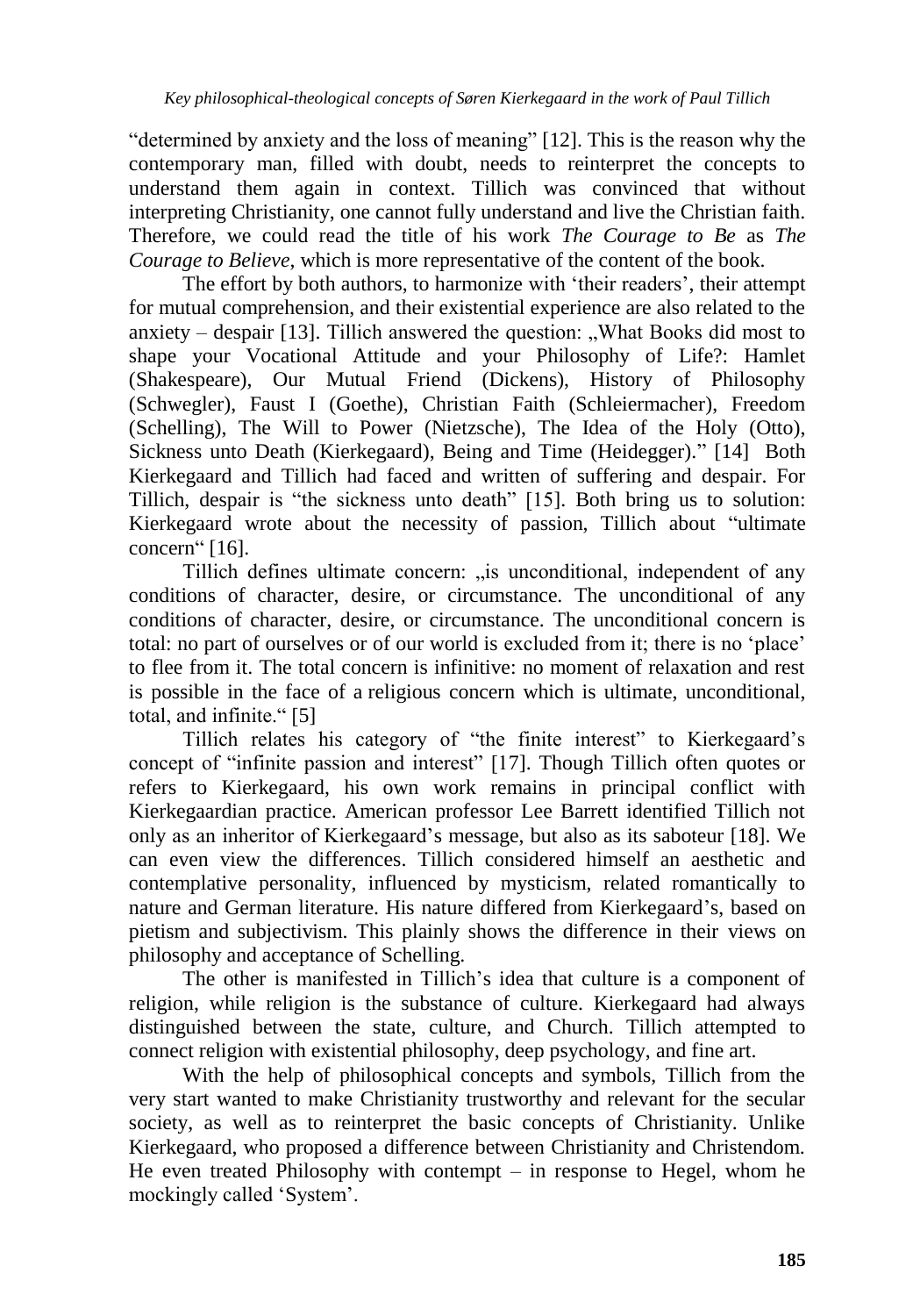"determined by anxiety and the loss of meaning" [12]. This is the reason why the contemporary man, filled with doubt, needs to reinterpret the concepts to understand them again in context. Tillich was convinced that without interpreting Christianity, one cannot fully understand and live the Christian faith. Therefore, we could read the title of his work *The Courage to Be* as *The Courage to Believe*, which is more representative of the content of the book.

The effort by both authors, to harmonize with 'their readers', their attempt for mutual comprehension, and their existential experience are also related to the anxiety – despair [13]. Tillich answered the question: „What Books did most to shape your Vocational Attitude and your Philosophy of Life?: Hamlet (Shakespeare), Our Mutual Friend (Dickens), History of Philosophy (Schwegler), Faust I (Goethe), Christian Faith (Schleiermacher), Freedom (Schelling), The Will to Power (Nietzsche), The Idea of the Holy (Otto), Sickness unto Death (Kierkegaard), Being and Time (Heidegger)." [14] Both Kierkegaard and Tillich had faced and written of suffering and despair. For Tillich, despair is "the sickness unto death" [15]. Both bring us to solution: Kierkegaard wrote about the necessity of passion, Tillich about "ultimate concern" [16].

Tillich defines ultimate concern: „is unconditional, independent of any conditions of character, desire, or circumstance. The unconditional of any conditions of character, desire, or circumstance. The unconditional concern is total: no part of ourselves or of our world is excluded from it; there is no 'place' to flee from it. The total concern is infinitive: no moment of relaxation and rest is possible in the face of a religious concern which is ultimate, unconditional, total, and infinite." [5]

Tillich relates his category of "the finite interest" to Kierkegaard's concept of "infinite passion and interest" [17]. Though Tillich often quotes or refers to Kierkegaard, his own work remains in principal conflict with Kierkegaardian practice. American professor Lee Barrett identified Tillich not only as an inheritor of Kierkegaard's message, but also as its saboteur [18]. We can even view the differences. Tillich considered himself an aesthetic and contemplative personality, influenced by mysticism, related romantically to nature and German literature. His nature differed from Kierkegaard's, based on pietism and subjectivism. This plainly shows the difference in their views on philosophy and acceptance of Schelling.

The other is manifested in Tillich's idea that culture is a component of religion, while religion is the substance of culture. Kierkegaard had always distinguished between the state, culture, and Church. Tillich attempted to connect religion with existential philosophy, deep psychology, and fine art.

With the help of philosophical concepts and symbols, Tillich from the very start wanted to make Christianity trustworthy and relevant for the secular society, as well as to reinterpret the basic concepts of Christianity. Unlike Kierkegaard, who proposed a difference between Christianity and Christendom. He even treated Philosophy with contempt – in response to Hegel, whom he mockingly called 'System'.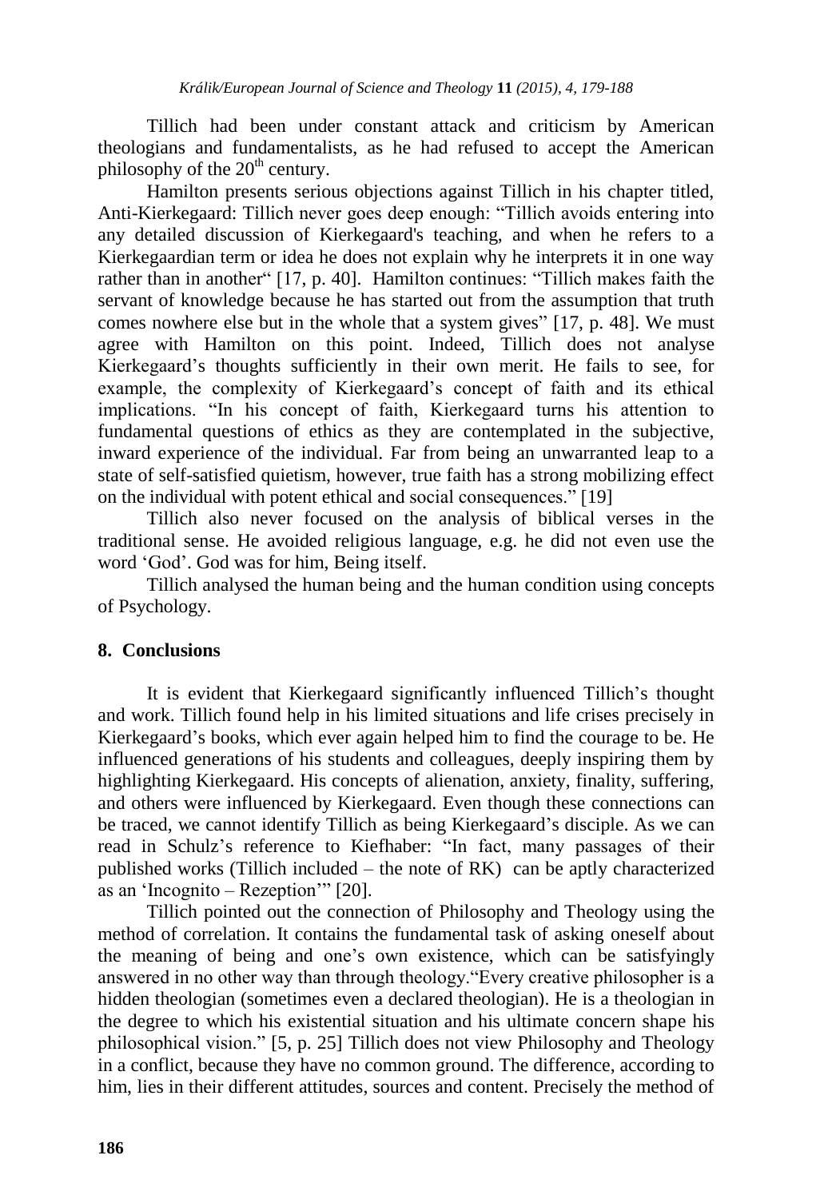Tillich had been under constant attack and criticism by American theologians and fundamentalists, as he had refused to accept the American philosophy of the 20th century.

Hamilton presents serious objections against Tillich in his chapter titled, Anti-Kierkegaard: Tillich never goes deep enough: "Tillich avoids entering into any detailed discussion of Kierkegaard's teaching, and when he refers to a Kierkegaardian term or idea he does not explain why he interprets it in one way rather than in another" [17, p. 40]. Hamilton continues: "Tillich makes faith the servant of knowledge because he has started out from the assumption that truth comes nowhere else but in the whole that a system gives" [17, p. 48]. We must agree with Hamilton on this point. Indeed, Tillich does not analyse Kierkegaard's thoughts sufficiently in their own merit. He fails to see, for example, the complexity of Kierkegaard's concept of faith and its ethical implications. "In his concept of faith, Kierkegaard turns his attention to fundamental questions of ethics as they are contemplated in the subjective, inward experience of the individual. Far from being an unwarranted leap to a state of self-satisfied quietism, however, true faith has a strong mobilizing effect on the individual with potent ethical and social consequences." [19]

Tillich also never focused on the analysis of biblical verses in the traditional sense. He avoided religious language, e.g. he did not even use the word 'God'. God was for him, Being itself.

Tillich analysed the human being and the human condition using concepts of Psychology.

## 8. Conclusions

It is evident that Kierkegaard significantly influenced Tillich's thought and work. Tillich found help in his limited situations and life crises precisely in Kierkegaard's books, which ever again helped him to find the courage to be. He influenced generations of his students and colleagues, deeply inspiring them by highlighting Kierkegaard. His concepts of alienation, anxiety, finality, suffering, and others were influenced by Kierkegaard. Even though these connections can be traced, we cannot identify Tillich as being Kierkegaard's disciple. As we can read in Schulz's reference to Kiefhaber: "In fact, many passages of their published works (Tillich included – the note of RK) can be aptly characterized as an 'Incognito – Rezeption'" [20].

Tillich pointed out the connection of Philosophy and Theology using the method of correlation. It contains the fundamental task of asking oneself about the meaning of being and one's own existence, which can be satisfyingly answered in no other way than through theology."Every creative philosopher is a hidden theologian (sometimes even a declared theologian). He is a theologian in the degree to which his existential situation and his ultimate concern shape his philosophical vision." [5, p. 25] Tillich does not view Philosophy and Theology in a conflict, because they have no common ground. The difference, according to him, lies in their different attitudes, sources and content. Precisely the method of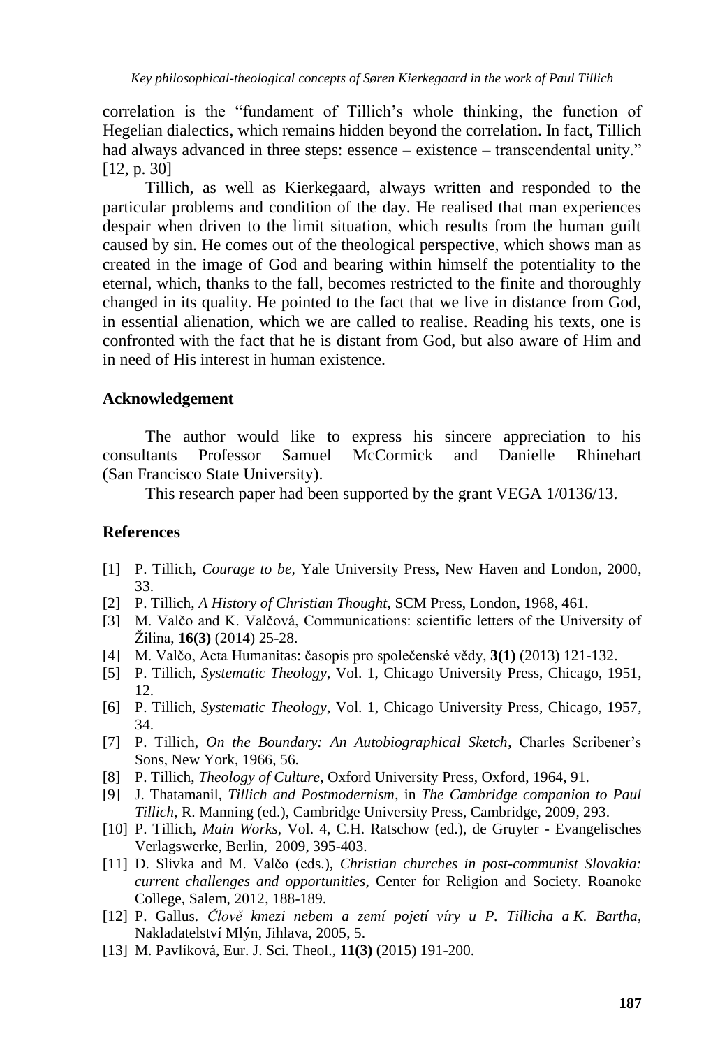correlation is the "fundament of Tillich's whole thinking, the function of Hegelian dialectics, which remains hidden beyond the correlation. In fact, Tillich had always advanced in three steps: essence – existence – transcendental unity." [12, p. 30]

Tillich, as well as Kierkegaard, always written and responded to the particular problems and condition of the day. He realised that man experiences despair when driven to the limit situation, which results from the human guilt caused by sin. He comes out of the theological perspective, which shows man as created in the image of God and bearing within himself the potentiality to the eternal, which, thanks to the fall, becomes restricted to the finite and thoroughly changed in its quality. He pointed to the fact that we live in distance from God, in essential alienation, which we are called to realise. Reading his texts, one is confronted with the fact that he is distant from God, but also aware of Him and in need of His interest in human existence.

## Acknowledgement

The author would like to express his sincere appreciation to his consultants Professor Samuel McCormick and Danielle Rhinehart (San Francisco State University).

This research paper had been supported by the grant VEGA 1/0136/13.

## References

[1] P. Tillich, *Courage to be*, Yale University Press, New Haven and London, 2000, 33.

[2] P. Tillich, *A History of Christian Thought*, SCM Press, London, 1968, 461.

[3] M. Valčo and K. Valčová, Communications: scientific letters of the University of Žilina, **16(3)** (2014) 25-28.

[4] M. Valčo, Acta Humanitas: časopis pro společenské vědy, **3(1)** (2013) 121-132.

[5] P. Tillich, *Systematic Theology*, Vol. 1, Chicago University Press, Chicago, 1951, 12.

[6] P. Tillich, *Systematic Theology*, Vol. 1, Chicago University Press, Chicago, 1957, 34.

[7] P. Tillich, *On the Boundary: An Autobiographical Sketch*, Charles Scribener's Sons, New York, 1966, 56.

[8] P. Tillich, *Theology of Culture*, Oxford University Press, Oxford, 1964, 91.

[9] J. Thatamanil, *Tillich and Postmodernism*, in *The Cambridge companion to Paul Tillich*, R. Manning (ed.), Cambridge University Press, Cambridge, 2009, 293.

[10] P. Tillich, *Main Works*, Vol. 4, C.H. Ratschow (ed.), de Gruyter - Evangelisches Verlagswerke, Berlin, 2009, 395-403.

[11] D. Slivka and M. Valčo (eds.), *Christian churches in post-communist Slovakia: current challenges and opportunities*, Center for Religion and Society. Roanoke College, Salem, 2012, 188-189.

[12] P. Gallus. *Člově kmezi nebem a zemí pojetí víry u P. Tillicha a K. Bartha*, Nakladatelství Mlýn, Jihlava, 2005, 5.

[13] M. Pavlíková, Eur. J. Sci. Theol., **11(3)** (2015) 191-200.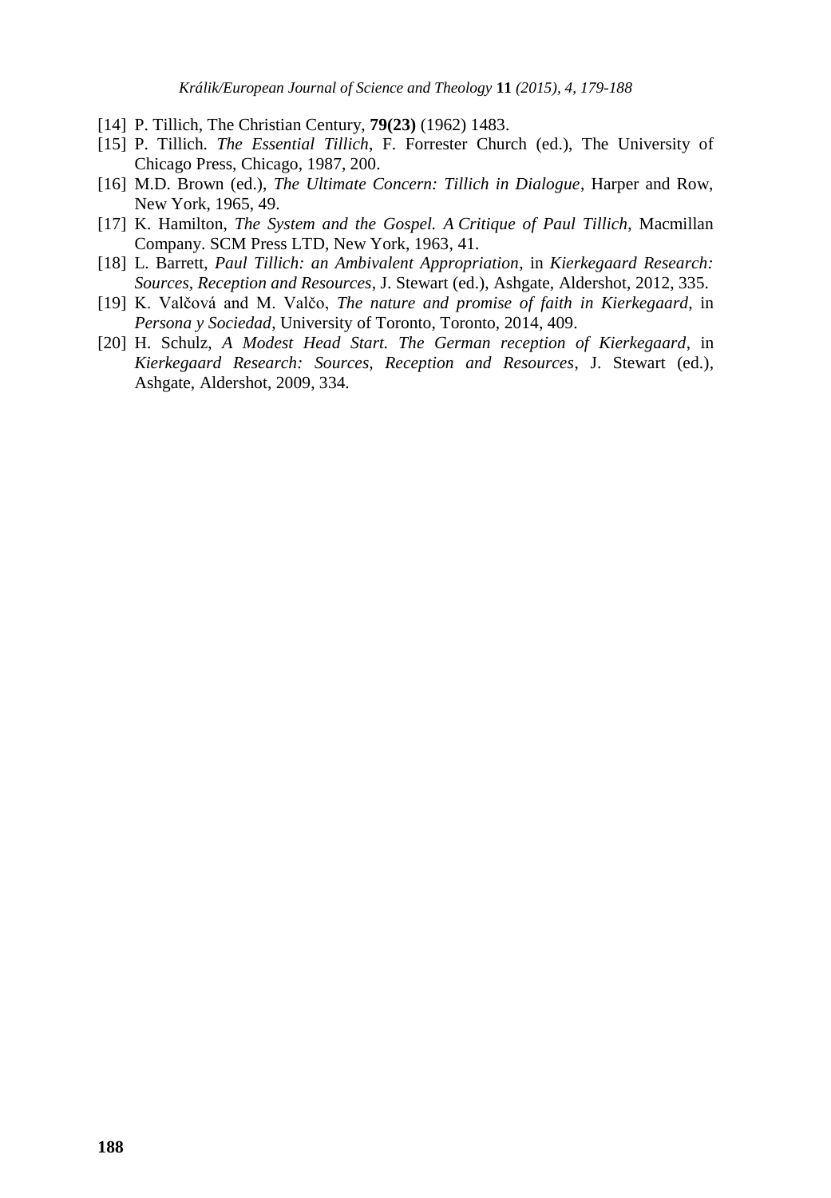[14] P. Tillich, The Christian Century, **79(23)** (1962) 1483.

[15] P. Tillich. *The Essential Tillich*, F. Forrester Church (ed.), The University of Chicago Press, Chicago, 1987, 200.

[16] M.D. Brown (ed.), *The Ultimate Concern: Tillich in Dialogue*, Harper and Row, New York, 1965, 49.

[17] K. Hamilton, *The System and the Gospel. A Critique of Paul Tillich*, Macmillan Company. SCM Press LTD, New York, 1963, 41.

[18] L. Barrett, *Paul Tillich: an Ambivalent Appropriation*, in *Kierkegaard Research: Sources, Reception and Resources*, J. Stewart (ed.), Ashgate, Aldershot, 2012, 335.

[19] K. Valčová and M. Valčo, *The nature and promise of faith in Kierkegaard*, in *Persona y Sociedad*, University of Toronto, Toronto, 2014, 409.

[20] H. Schulz, *A Modest Head Start. The German reception of Kierkegaard*, in *Kierkegaard Research: Sources, Reception and Resources*, J. Stewart (ed.), Ashgate, Aldershot, 2009, 334.